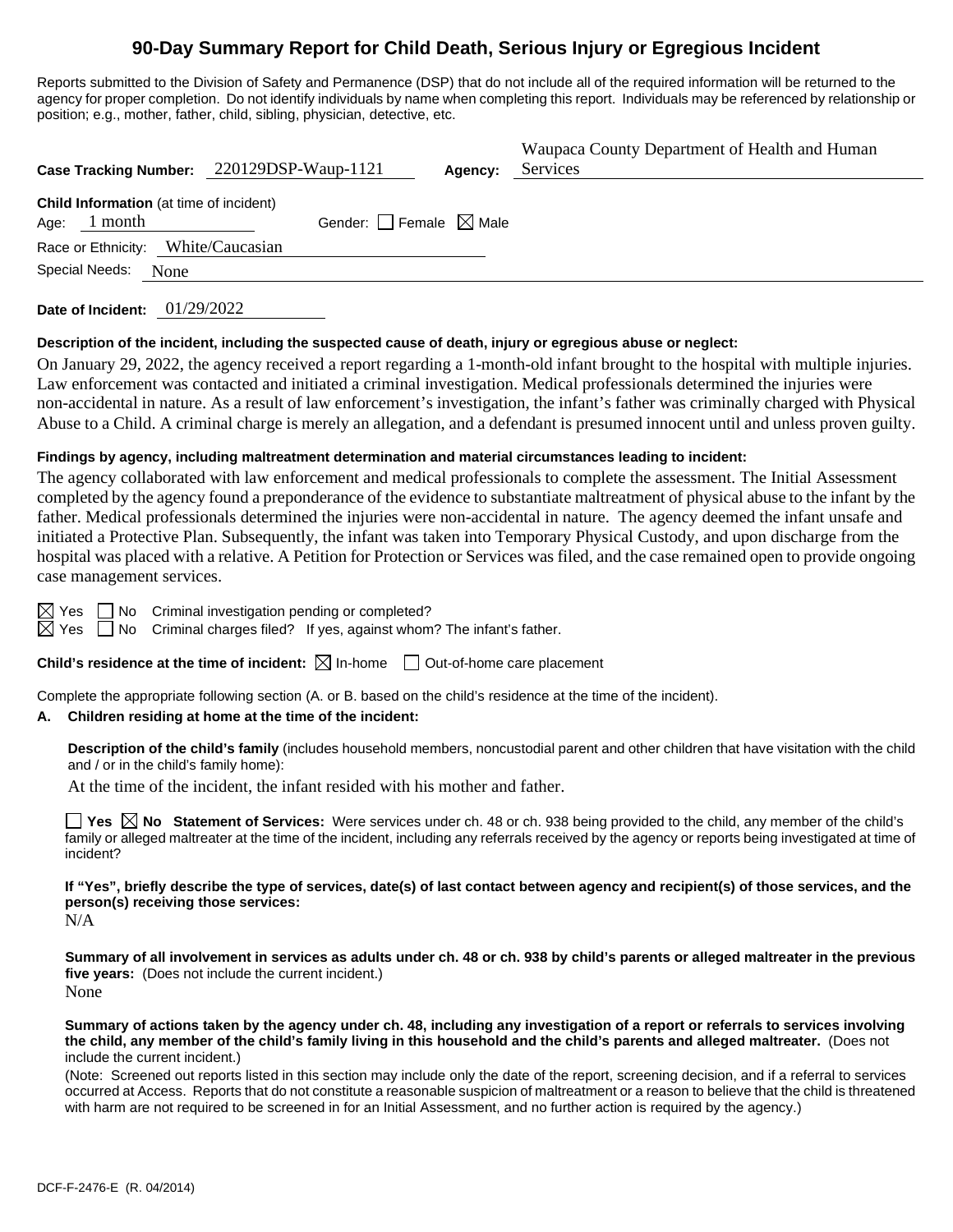# 90-Day Summary Report for Child Death, Serious Injury or Egregious Incident

Reports submitted to the Division of Safety and Permanence (DSP) that do not include all of the required information will be returned to the agency for proper completion. Do not identify individuals by name when completing this report. Individuals may be referenced by relationship or position; e.g., mother, father, child, sibling, physician, detective, etc.

**Case Tracking Number:** 220129DSP-Waup-1121 **Agency:** Waupaca County Department of Health and Human Services

**Child Information** (at time of incident)

Age: 1 month Gender: ☐ Female ☒ Male

Race or Ethnicity: White/Caucasian

Special Needs: None

**Date of Incident:** 01/29/2022

**Description of the incident, including the suspected cause of death, injury or egregious abuse or neglect:**

On January 29, 2022, the agency received a report regarding a 1-month-old infant brought to the hospital with multiple injuries. Law enforcement was contacted and initiated a criminal investigation. Medical professionals determined the injuries were non-accidental in nature. As a result of law enforcement's investigation, the infant's father was criminally charged with Physical Abuse to a Child. A criminal charge is merely an allegation, and a defendant is presumed innocent until and unless proven guilty.

**Findings by agency, including maltreatment determination and material circumstances leading to incident:**

The agency collaborated with law enforcement and medical professionals to complete the assessment. The Initial Assessment completed by the agency found a preponderance of the evidence to substantiate maltreatment of physical abuse to the infant by the father. Medical professionals determined the injuries were non-accidental in nature. The agency deemed the infant unsafe and initiated a Protective Plan. Subsequently, the infant was taken into Temporary Physical Custody, and upon discharge from the hospital was placed with a relative. A Petition for Protection or Services was filed, and the case remained open to provide ongoing case management services.

☒ Yes ☐ No Criminal investigation pending or completed?

☒ Yes ☐ No Criminal charges filed? If yes, against whom? The infant's father.

**Child's residence at the time of incident:** ☒ In-home ☐ Out-of-home care placement

Complete the appropriate following section (A. or B. based on the child's residence at the time of the incident).

**A. Children residing at home at the time of the incident:**

**Description of the child's family** (includes household members, noncustodial parent and other children that have visitation with the child and / or in the child's family home):

At the time of the incident, the infant resided with his mother and father.

☐ **Yes** ☒ **No Statement of Services:** Were services under ch. 48 or ch. 938 being provided to the child, any member of the child's family or alleged maltreater at the time of the incident, including any referrals received by the agency or reports being investigated at time of incident?

**If "Yes", briefly describe the type of services, date(s) of last contact between agency and recipient(s) of those services, and the person(s) receiving those services:**

N/A

**Summary of all involvement in services as adults under ch. 48 or ch. 938 by child's parents or alleged maltreater in the previous five years:** (Does not include the current incident.)

None

**Summary of actions taken by the agency under ch. 48, including any investigation of a report or referrals to services involving the child, any member of the child's family living in this household and the child's parents and alleged maltreater.** (Does not include the current incident.)

(Note: Screened out reports listed in this section may include only the date of the report, screening decision, and if a referral to services occurred at Access. Reports that do not constitute a reasonable suspicion of maltreatment or a reason to believe that the child is threatened with harm are not required to be screened in for an Initial Assessment, and no further action is required by the agency.)

DCF-F-2476-E (R. 04/2014)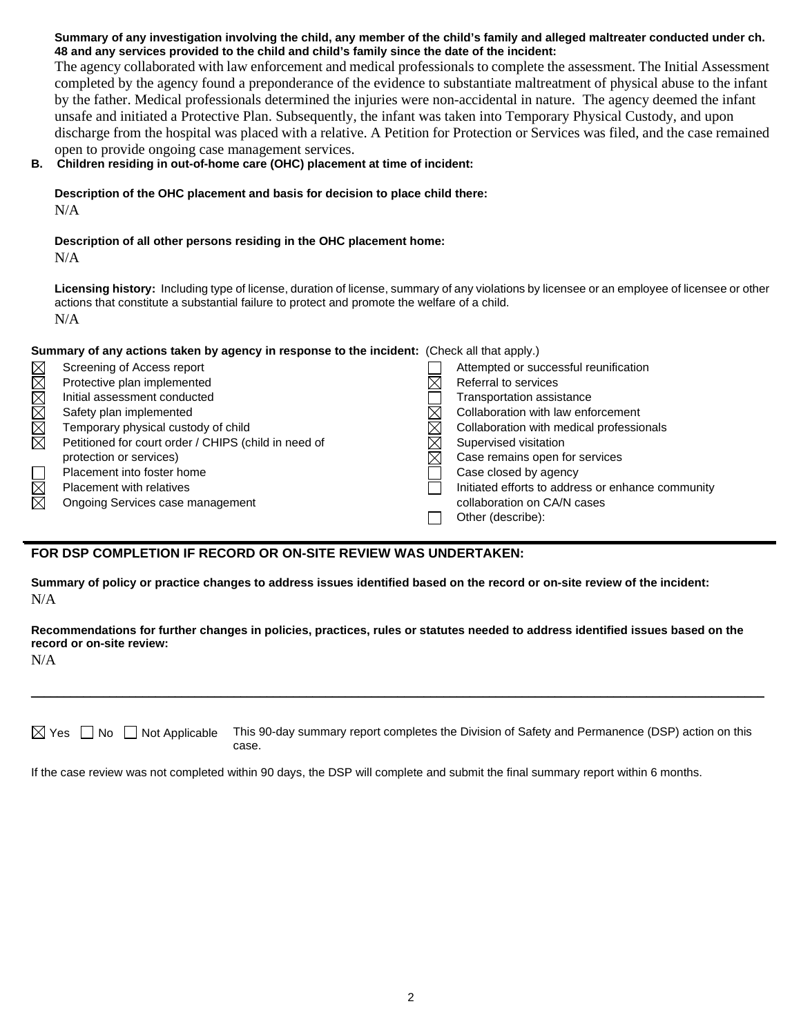**Summary of any investigation involving the child, any member of the child's family and alleged maltreater conducted under ch. 48 and any services provided to the child and child's family since the date of the incident:**

The agency collaborated with law enforcement and medical professionals to complete the assessment. The Initial Assessment completed by the agency found a preponderance of the evidence to substantiate maltreatment of physical abuse to the infant by the father. Medical professionals determined the injuries were non-accidental in nature. The agency deemed the infant unsafe and initiated a Protective Plan. Subsequently, the infant was taken into Temporary Physical Custody, and upon discharge from the hospital was placed with a relative. A Petition for Protection or Services was filed, and the case remained open to provide ongoing case management services.

**B. Children residing in out-of-home care (OHC) placement at time of incident:**

**Description of the OHC placement and basis for decision to place child there:**

N/A

**Description of all other persons residing in the OHC placement home:**

N/A

**Licensing history:** Including type of license, duration of license, summary of any violations by licensee or an employee of licensee or other actions that constitute a substantial failure to protect and promote the welfare of a child.

N/A

**Summary of any actions taken by agency in response to the incident:** (Check all that apply.)

- ☒ Screening of Access report
- ☒ Protective plan implemented
- ☒ Initial assessment conducted
- ☒ Safety plan implemented
- ☒ Temporary physical custody of child
- ☒ Petitioned for court order / CHIPS (child in need of protection or services)
- ☐ Placement into foster home
- ☒ Placement with relatives
- ☒ Ongoing Services case management
- ☐ Attempted or successful reunification
- ☒ Referral to services
- ☐ Transportation assistance
- ☒ Collaboration with law enforcement
- ☒ Collaboration with medical professionals
- ☒ Supervised visitation
- ☒ Case remains open for services
- ☐ Case closed by agency
- ☐ Initiated efforts to address or enhance community collaboration on CA/N cases
- ☐ Other (describe):

## FOR DSP COMPLETION IF RECORD OR ON-SITE REVIEW WAS UNDERTAKEN:

**Summary of policy or practice changes to address issues identified based on the record or on-site review of the incident:**

N/A

**Recommendations for further changes in policies, practices, rules or statutes needed to address identified issues based on the record or on-site review:**

N/A

---

☒ Yes ☐ No ☐ Not Applicable This 90-day summary report completes the Division of Safety and Permanence (DSP) action on this case.

If the case review was not completed within 90 days, the DSP will complete and submit the final summary report within 6 months.